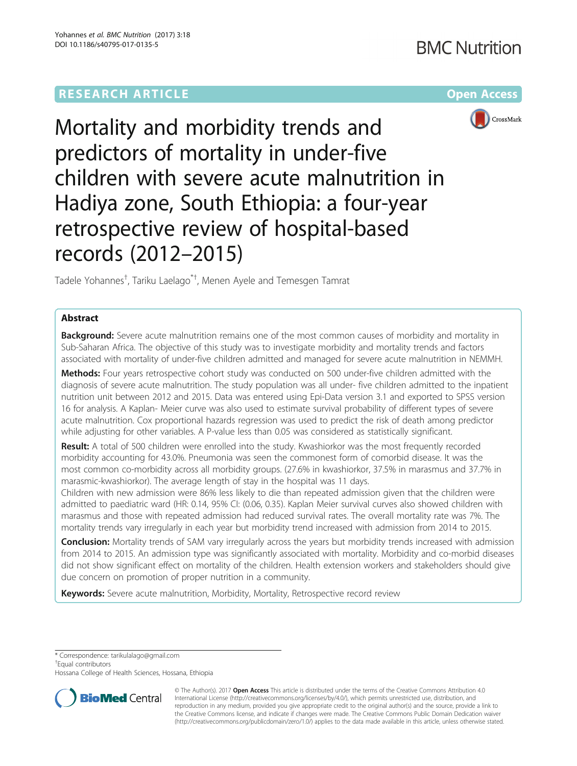RESEARCH ARTICLE

Open Access

# Mortality and morbidity trends and predictors of mortality in under-five children with severe acute malnutrition in Hadiya zone, South Ethiopia: a four-year retrospective review of hospital-based records (2012–2015)

Tadele Yohannes[†], Tariku Laelago[*†], Menen Ayele and Temesgen Tamrat

## Abstract

**Background:** Severe acute malnutrition remains one of the most common causes of morbidity and mortality in Sub-Saharan Africa. The objective of this study was to investigate morbidity and mortality trends and factors associated with mortality of under-five children admitted and managed for severe acute malnutrition in NEMMH.

**Methods:** Four years retrospective cohort study was conducted on 500 under-five children admitted with the diagnosis of severe acute malnutrition. The study population was all under- five children admitted to the inpatient nutrition unit between 2012 and 2015. Data was entered using Epi-Data version 3.1 and exported to SPSS version 16 for analysis. A Kaplan- Meier curve was also used to estimate survival probability of different types of severe acute malnutrition. Cox proportional hazards regression was used to predict the risk of death among predictor while adjusting for other variables. A P-value less than 0.05 was considered as statistically significant.

**Result:** A total of 500 children were enrolled into the study. Kwashiorkor was the most frequently recorded morbidity accounting for 43.0%. Pneumonia was seen the commonest form of comorbid disease. It was the most common co-morbidity across all morbidity groups. (27.6% in kwashiorkor, 37.5% in marasmus and 37.7% in marasmic-kwashiorkor). The average length of stay in the hospital was 11 days.

Children with new admission were 86% less likely to die than repeated admission given that the children were admitted to paediatric ward (HR: 0.14, 95% CI: (0.06, 0.35). Kaplan Meier survival curves also showed children with marasmus and those with repeated admission had reduced survival rates. The overall mortality rate was 7%. The mortality trends vary irregularly in each year but morbidity trend increased with admission from 2014 to 2015.

**Conclusion:** Mortality trends of SAM vary irregularly across the years but morbidity trends increased with admission from 2014 to 2015. An admission type was significantly associated with mortality. Morbidity and co-morbid diseases did not show significant effect on mortality of the children. Health extension workers and stakeholders should give due concern on promotion of proper nutrition in a community.

**Keywords:** Severe acute malnutrition, Morbidity, Mortality, Retrospective record review

---

* Correspondence: tarikulalago@gmail.com
† Equal contributors
Hossana College of Health Sciences, Hossana, Ethiopia

© The Author(s). 2017 **Open Access** This article is distributed under the terms of the Creative Commons Attribution 4.0 International License (http://creativecommons.org/licenses/by/4.0/), which permits unrestricted use, distribution, and reproduction in any medium, provided you give appropriate credit to the original author(s) and the source, provide a link to the Creative Commons license, and indicate if changes were made. The Creative Commons Public Domain Dedication waiver (http://creativecommons.org/publicdomain/zero/1.0/) applies to the data made available in this article, unless otherwise stated.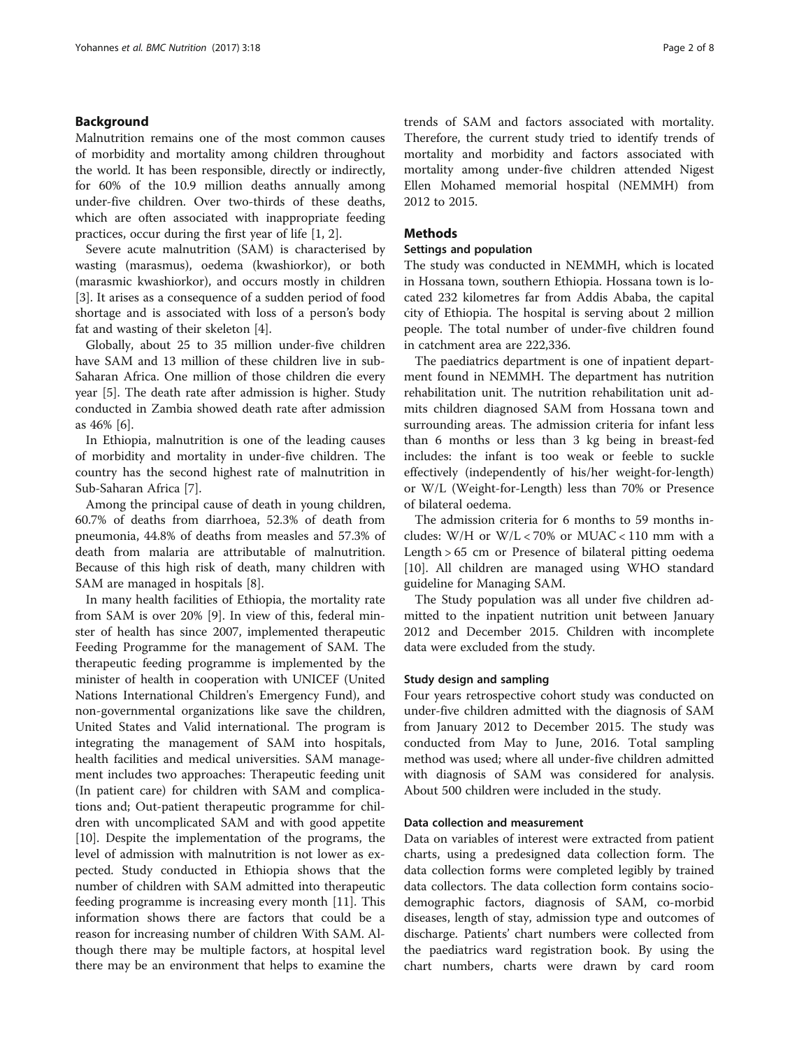## Background

Malnutrition remains one of the most common causes of morbidity and mortality among children throughout the world. It has been responsible, directly or indirectly, for 60% of the 10.9 million deaths annually among under-five children. Over two-thirds of these deaths, which are often associated with inappropriate feeding practices, occur during the first year of life [1, 2].

Severe acute malnutrition (SAM) is characterised by wasting (marasmus), oedema (kwashiorkor), or both (marasmic kwashiorkor), and occurs mostly in children [3]. It arises as a consequence of a sudden period of food shortage and is associated with loss of a person's body fat and wasting of their skeleton [4].

Globally, about 25 to 35 million under-five children have SAM and 13 million of these children live in sub-Saharan Africa. One million of those children die every year [5]. The death rate after admission is higher. Study conducted in Zambia showed death rate after admission as 46% [6].

In Ethiopia, malnutrition is one of the leading causes of morbidity and mortality in under-five children. The country has the second highest rate of malnutrition in Sub-Saharan Africa [7].

Among the principal cause of death in young children, 60.7% of deaths from diarrhoea, 52.3% of death from pneumonia, 44.8% of deaths from measles and 57.3% of death from malaria are attributable of malnutrition. Because of this high risk of death, many children with SAM are managed in hospitals [8].

In many health facilities of Ethiopia, the mortality rate from SAM is over 20% [9]. In view of this, federal minster of health has since 2007, implemented therapeutic Feeding Programme for the management of SAM. The therapeutic feeding programme is implemented by the minister of health in cooperation with UNICEF (United Nations International Children's Emergency Fund), and non-governmental organizations like save the children, United States and Valid international. The program is integrating the management of SAM into hospitals, health facilities and medical universities. SAM management includes two approaches: Therapeutic feeding unit (In patient care) for children with SAM and complications and; Out-patient therapeutic programme for children with uncomplicated SAM and with good appetite [10]. Despite the implementation of the programs, the level of admission with malnutrition is not lower as expected. Study conducted in Ethiopia shows that the number of children with SAM admitted into therapeutic feeding programme is increasing every month [11]. This information shows there are factors that could be a reason for increasing number of children With SAM. Although there may be multiple factors, at hospital level there may be an environment that helps to examine the trends of SAM and factors associated with mortality. Therefore, the current study tried to identify trends of mortality and morbidity and factors associated with mortality among under-five children attended Nigest Ellen Mohamed memorial hospital (NEMMH) from 2012 to 2015.

## Methods

### Settings and population

The study was conducted in NEMMH, which is located in Hossana town, southern Ethiopia. Hossana town is located 232 kilometres far from Addis Ababa, the capital city of Ethiopia. The hospital is serving about 2 million people. The total number of under-five children found in catchment area are 222,336.

The paediatrics department is one of inpatient department found in NEMMH. The department has nutrition rehabilitation unit. The nutrition rehabilitation unit admits children diagnosed SAM from Hossana town and surrounding areas. The admission criteria for infant less than 6 months or less than 3 kg being in breast-fed includes: the infant is too weak or feeble to suckle effectively (independently of his/her weight-for-length) or W/L (Weight-for-Length) less than 70% or Presence of bilateral oedema.

The admission criteria for 6 months to 59 months includes: W/H or W/L < 70% or MUAC < 110 mm with a Length > 65 cm or Presence of bilateral pitting oedema [10]. All children are managed using WHO standard guideline for Managing SAM.

The Study population was all under five children admitted to the inpatient nutrition unit between January 2012 and December 2015. Children with incomplete data were excluded from the study.

### Study design and sampling

Four years retrospective cohort study was conducted on under-five children admitted with the diagnosis of SAM from January 2012 to December 2015. The study was conducted from May to June, 2016. Total sampling method was used; where all under-five children admitted with diagnosis of SAM was considered for analysis. About 500 children were included in the study.

### Data collection and measurement

Data on variables of interest were extracted from patient charts, using a predesigned data collection form. The data collection forms were completed legibly by trained data collectors. The data collection form contains socio-demographic factors, diagnosis of SAM, co-morbid diseases, length of stay, admission type and outcomes of discharge. Patients' chart numbers were collected from the paediatrics ward registration book. By using the chart numbers, charts were drawn by card room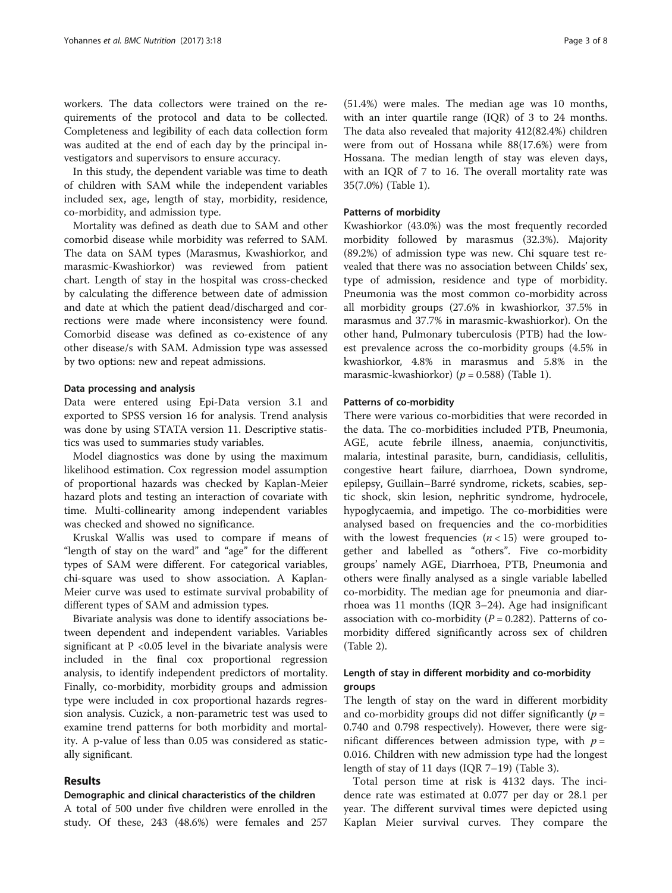workers. The data collectors were trained on the requirements of the protocol and data to be collected. Completeness and legibility of each data collection form was audited at the end of each day by the principal investigators and supervisors to ensure accuracy.

In this study, the dependent variable was time to death of children with SAM while the independent variables included sex, age, length of stay, morbidity, residence, co-morbidity, and admission type.

Mortality was defined as death due to SAM and other comorbid disease while morbidity was referred to SAM. The data on SAM types (Marasmus, Kwashiorkor, and marasmic-Kwashiorkor) was reviewed from patient chart. Length of stay in the hospital was cross-checked by calculating the difference between date of admission and date at which the patient dead/discharged and corrections were made where inconsistency were found. Comorbid disease was defined as co-existence of any other disease/s with SAM. Admission type was assessed by two options: new and repeat admissions.

### Data processing and analysis

Data were entered using Epi-Data version 3.1 and exported to SPSS version 16 for analysis. Trend analysis was done by using STATA version 11. Descriptive statistics was used to summaries study variables.

Model diagnostics was done by using the maximum likelihood estimation. Cox regression model assumption of proportional hazards was checked by Kaplan-Meier hazard plots and testing an interaction of covariate with time. Multi-collinearity among independent variables was checked and showed no significance.

Kruskal Wallis was used to compare if means of "length of stay on the ward" and "age" for the different types of SAM were different. For categorical variables, chi-square was used to show association. A Kaplan-Meier curve was used to estimate survival probability of different types of SAM and admission types.

Bivariate analysis was done to identify associations between dependent and independent variables. Variables significant at $P < 0.05$ level in the bivariate analysis were included in the final cox proportional regression analysis, to identify independent predictors of mortality. Finally, co-morbidity, morbidity groups and admission type were included in cox proportional hazards regression analysis. Cuzick, a non-parametric test was used to examine trend patterns for both morbidity and mortality. A p-value of less than 0.05 was considered as statically significant.

## Results

### Demographic and clinical characteristics of the children

A total of 500 under five children were enrolled in the study. Of these, 243 (48.6%) were females and 257 (51.4%) were males. The median age was 10 months, with an inter quartile range (IQR) of 3 to 24 months. The data also revealed that majority 412(82.4%) children were from out of Hossana while 88(17.6%) were from Hossana. The median length of stay was eleven days, with an IQR of 7 to 16. The overall mortality rate was 35(7.0%) (Table 1).

### Patterns of morbidity

Kwashiorkor (43.0%) was the most frequently recorded morbidity followed by marasmus (32.3%). Majority (89.2%) of admission type was new. Chi square test revealed that there was no association between Childs' sex, type of admission, residence and type of morbidity. Pneumonia was the most common co-morbidity across all morbidity groups (27.6% in kwashiorkor, 37.5% in marasmus and 37.7% in marasmic-kwashiorkor). On the other hand, Pulmonary tuberculosis (PTB) had the lowest prevalence across the co-morbidity groups (4.5% in kwashiorkor, 4.8% in marasmus and 5.8% in the marasmic-kwashiorkor) ($p = 0.588$) (Table 1).

### Patterns of co-morbidity

There were various co-morbidities that were recorded in the data. The co-morbidities included PTB, Pneumonia, AGE, acute febrile illness, anaemia, conjunctivitis, malaria, intestinal parasite, burn, candidiasis, cellulitis, congestive heart failure, diarrhoea, Down syndrome, epilepsy, Guillain–Barré syndrome, rickets, scabies, septic shock, skin lesion, nephritic syndrome, hydrocele, hypoglycaemia, and impetigo. The co-morbidities were analysed based on frequencies and the co-morbidities with the lowest frequencies ($n < 15$) were grouped together and labelled as "others". Five co-morbidity groups' namely AGE, Diarrhoea, PTB, Pneumonia and others were finally analysed as a single variable labelled co-morbidity. The median age for pneumonia and diarrhoea was 11 months (IQR 3–24). Age had insignificant association with co-morbidity ($P = 0.282$). Patterns of co-morbidity differed significantly across sex of children (Table 2).

### Length of stay in different morbidity and co-morbidity groups

The length of stay on the ward in different morbidity and co-morbidity groups did not differ significantly ($p = 0.740$ and 0.798 respectively). However, there were significant differences between admission type, with $p = 0.016$. Children with new admission type had the longest length of stay of 11 days (IQR 7–19) (Table 3).

Total person time at risk is 4132 days. The incidence rate was estimated at 0.077 per day or 28.1 per year. The different survival times were depicted using Kaplan Meier survival curves. They compare the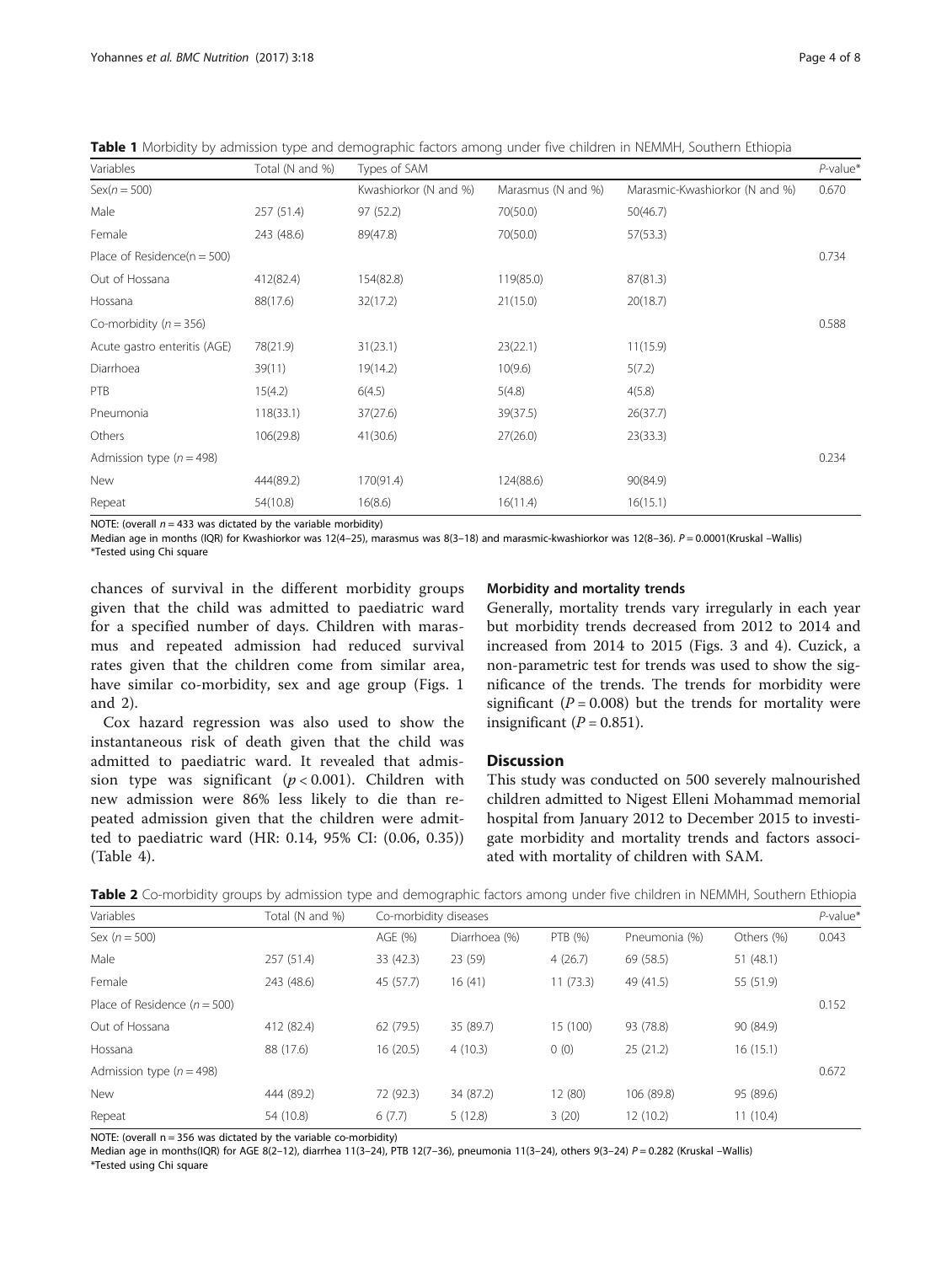**Table 1** Morbidity by admission type and demographic factors among under five children in NEMMH, Southern Ethiopia

| Variables | Total (N and %) | Types of SAM | | | *P*-value* |
|---|---|---|---|---|---|
| Sex(n = 500) | | Kwashiorkor (N and %) | Marasmus (N and %) | Marasmic-Kwashiorkor (N and %) | 0.670 |
| Male | 257 (51.4) | 97 (52.2) | 70(50.0) | 50(46.7) | |
| Female | 243 (48.6) | 89(47.8) | 70(50.0) | 57(53.3) | |
| Place of Residence(n = 500) | | | | | 0.734 |
| Out of Hossana | 412(82.4) | 154(82.8) | 119(85.0) | 87(81.3) | |
| Hossana | 88(17.6) | 32(17.2) | 21(15.0) | 20(18.7) | |
| Co-morbidity (*n* = 356) | | | | | 0.588 |
| Acute gastro enteritis (AGE) | 78(21.9) | 31(23.1) | 23(22.1) | 11(15.9) | |
| Diarrhoea | 39(11) | 19(14.2) | 10(9.6) | 5(7.2) | |
| PTB | 15(4.2) | 6(4.5) | 5(4.8) | 4(5.8) | |
| Pneumonia | 118(33.1) | 37(27.6) | 39(37.5) | 26(37.7) | |
| Others | 106(29.8) | 41(30.6) | 27(26.0) | 23(33.3) | |
| Admission type (*n* = 498) | | | | | 0.234 |
| New | 444(89.2) | 170(91.4) | 124(88.6) | 90(84.9) | |
| Repeat | 54(10.8) | 16(8.6) | 16(11.4) | 16(15.1) | |

NOTE: (overall $n = 433$ was dictated by the variable morbidity)
Median age in months (IQR) for Kwashiorkor was 12(4–25), marasmus was 8(3–18) and marasmic-kwashiorkor was 12(8–36). $P = 0.0001$(Kruskal –Wallis)
*Tested using Chi square

chances of survival in the different morbidity groups given that the child was admitted to paediatric ward for a specified number of days. Children with marasmus and repeated admission had reduced survival rates given that the children come from similar area, have similar co-morbidity, sex and age group (Figs. 1 and 2).

Cox hazard regression was also used to show the instantaneous risk of death given that the child was admitted to paediatric ward. It revealed that admission type was significant ($p < 0.001$). Children with new admission were 86% less likely to die than repeated admission given that the children were admitted to paediatric ward (HR: 0.14, 95% CI: (0.06, 0.35)) (Table 4).

### Morbidity and mortality trends

Generally, mortality trends vary irregularly in each year but morbidity trends decreased from 2012 to 2014 and increased from 2014 to 2015 (Figs. 3 and 4). Cuzick, a non-parametric test for trends was used to show the significance of the trends. The trends for morbidity were significant ($P = 0.008$) but the trends for mortality were insignificant ($P = 0.851$).

## Discussion

This study was conducted on 500 severely malnourished children admitted to Nigest Elleni Mohammad memorial hospital from January 2012 to December 2015 to investigate morbidity and mortality trends and factors associated with mortality of children with SAM.

**Table 2** Co-morbidity groups by admission type and demographic factors among under five children in NEMMH, Southern Ethiopia

| Variables | Total (N and %) | Co-morbidity diseases | | | | | *P*-value* |
|---|---|---|---|---|---|---|---|
| Sex (*n* = 500) | | AGE (%) | Diarrhoea (%) | PTB (%) | Pneumonia (%) | Others (%) | 0.043 |
| Male | 257 (51.4) | 33 (42.3) | 23 (59) | 4 (26.7) | 69 (58.5) | 51 (48.1) | |
| Female | 243 (48.6) | 45 (57.7) | 16 (41) | 11 (73.3) | 49 (41.5) | 55 (51.9) | |
| Place of Residence (*n* = 500) | | | | | | | 0.152 |
| Out of Hossana | 412 (82.4) | 62 (79.5) | 35 (89.7) | 15 (100) | 93 (78.8) | 90 (84.9) | |
| Hossana | 88 (17.6) | 16 (20.5) | 4 (10.3) | 0 (0) | 25 (21.2) | 16 (15.1) | |
| Admission type (*n* = 498) | | | | | | | 0.672 |
| New | 444 (89.2) | 72 (92.3) | 34 (87.2) | 12 (80) | 106 (89.8) | 95 (89.6) | |
| Repeat | 54 (10.8) | 6 (7.7) | 5 (12.8) | 3 (20) | 12 (10.2) | 11 (10.4) | |

NOTE: (overall $n = 356$ was dictated by the variable co-morbidity)
Median age in months(IQR) for AGE 8(2–12), diarrhea 11(3–24), PTB 12(7–36), pneumonia 11(3–24), others 9(3–24) $P = 0.282$ (Kruskal –Wallis)
*Tested using Chi square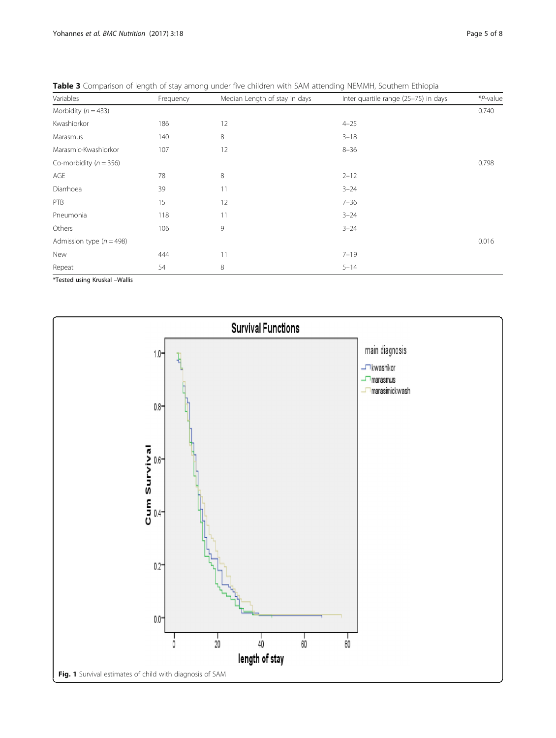**Table 3** Comparison of length of stay among under five children with SAM attending NEMMH, Southern Ethiopia

| Variables | Frequency | Median Length of stay in days | Inter quartile range (25–75) in days | *P-value |
|---|---|---|---|---|
| Morbidity ($n = 433$) | | | | 0.740 |
| Kwashiorkor | 186 | 12 | 4–25 | |
| Marasmus | 140 | 8 | 3–18 | |
| Marasmic-Kwashiorkor | 107 | 12 | 8–36 | |
| Co-morbidity ($n = 356$) | | | | 0.798 |
| AGE | 78 | 8 | 2–12 | |
| Diarrhoea | 39 | 11 | 3–24 | |
| PTB | 15 | 12 | 7–36 | |
| Pneumonia | 118 | 11 | 3–24 | |
| Others | 106 | 9 | 3–24 | |
| Admission type ($n = 498$) | | | | 0.016 |
| New | 444 | 11 | 7–19 | |
| Repeat | 54 | 8 | 5–14 | |

*Tested using Kruskal –Wallis

**Fig. 1** Survival estimates of child with diagnosis of SAM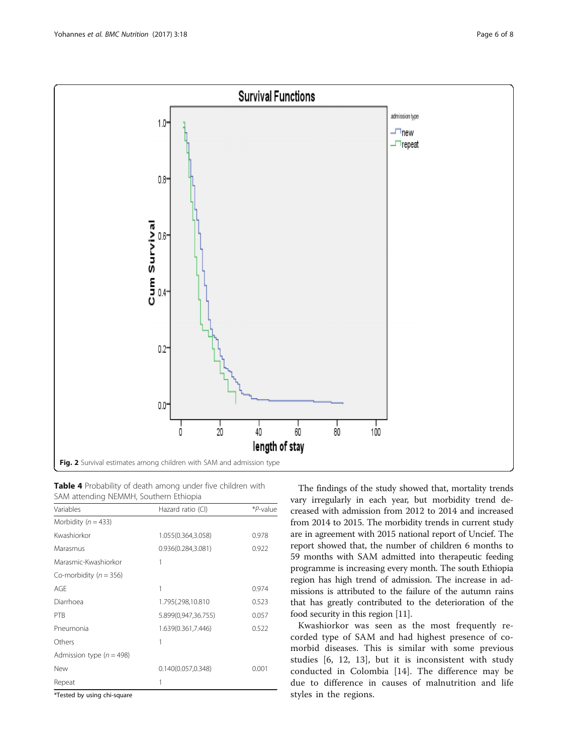Fig. 2 Survival estimates among children with SAM and admission type

**Table 4** Probability of death among under five children with SAM attending NEMMH, Southern Ethiopia

| Variables | Hazard ratio (CI) | *P-value |
|---|---|---|
| Morbidity (n = 433) | | |
| Kwashiorkor | 1.055(0.364,3.058) | 0.978 |
| Marasmus | 0.936(0.284,3.081) | 0.922 |
| Marasmic-Kwashiorkor | 1 | |
| Co-morbidity (n = 356) | | |
| AGE | 1 | 0.974 |
| Diarrhoea | 1.795(.298,10.810 | 0.523 |
| PTB | 5.899(0,947,36.755) | 0.057 |
| Pneumonia | 1.639(0.361,7.446) | 0.522 |
| Others | 1 | |
| Admission type (n = 498) | | |
| New | 0.140(0.057,0.348) | 0.001 |
| Repeat | 1 | |

*Tested by using chi-square

The findings of the study showed that, mortality trends vary irregularly in each year, but morbidity trend decreased with admission from 2012 to 2014 and increased from 2014 to 2015. The morbidity trends in current study are in agreement with 2015 national report of Uncief. The report showed that, the number of children 6 months to 59 months with SAM admitted into therapeutic feeding programme is increasing every month. The south Ethiopia region has high trend of admission. The increase in admissions is attributed to the failure of the autumn rains that has greatly contributed to the deterioration of the food security in this region [11].

Kwashiorkor was seen as the most frequently recorded type of SAM and had highest presence of co-morbid diseases. This is similar with some previous studies [6, 12, 13], but it is inconsistent with study conducted in Colombia [14]. The difference may be due to difference in causes of malnutrition and life styles in the regions.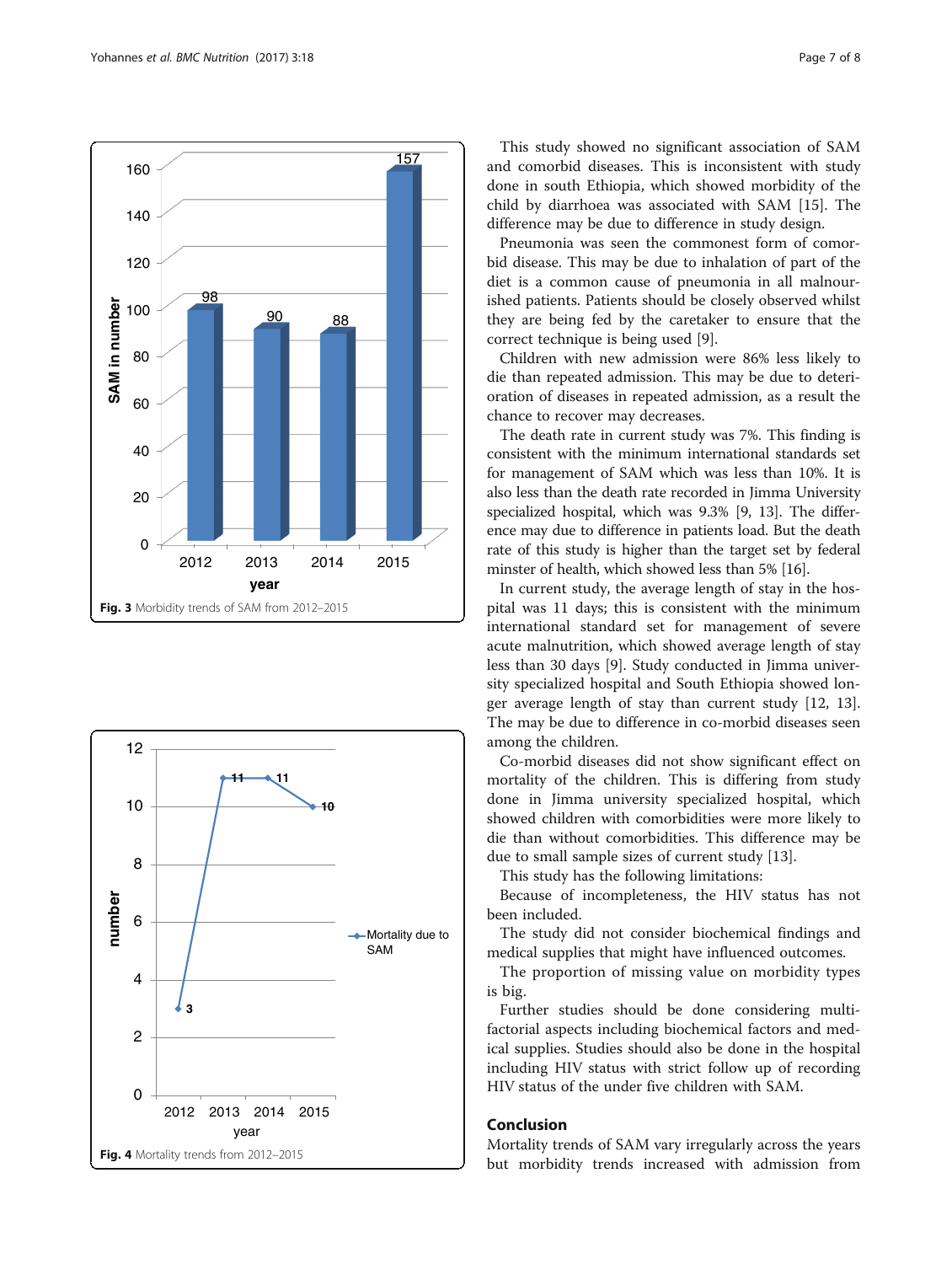Fig. 3 Morbidity trends of SAM from 2012–2015

Fig. 4 Mortality trends from 2012–2015

This study showed no significant association of SAM and comorbid diseases. This is inconsistent with study done in south Ethiopia, which showed morbidity of the child by diarrhoea was associated with SAM [15]. The difference may be due to difference in study design.

Pneumonia was seen the commonest form of comorbid disease. This may be due to inhalation of part of the diet is a common cause of pneumonia in all malnourished patients. Patients should be closely observed whilst they are being fed by the caretaker to ensure that the correct technique is being used [9].

Children with new admission were 86% less likely to die than repeated admission. This may be due to deterioration of diseases in repeated admission, as a result the chance to recover may decreases.

The death rate in current study was 7%. This finding is consistent with the minimum international standards set for management of SAM which was less than 10%. It is also less than the death rate recorded in Jimma University specialized hospital, which was 9.3% [9, 13]. The difference may due to difference in patients load. But the death rate of this study is higher than the target set by federal minster of health, which showed less than 5% [16].

In current study, the average length of stay in the hospital was 11 days; this is consistent with the minimum international standard set for management of severe acute malnutrition, which showed average length of stay less than 30 days [9]. Study conducted in Jimma university specialized hospital and South Ethiopia showed longer average length of stay than current study [12, 13]. The may be due to difference in co-morbid diseases seen among the children.

Co-morbid diseases did not show significant effect on mortality of the children. This is differing from study done in Jimma university specialized hospital, which showed children with comorbidities were more likely to die than without comorbidities. This difference may be due to small sample sizes of current study [13].

This study has the following limitations:

Because of incompleteness, the HIV status has not been included.

The study did not consider biochemical findings and medical supplies that might have influenced outcomes.

The proportion of missing value on morbidity types is big.

Further studies should be done considering multifactorial aspects including biochemical factors and medical supplies. Studies should also be done in the hospital including HIV status with strict follow up of recording HIV status of the under five children with SAM.

## Conclusion

Mortality trends of SAM vary irregularly across the years but morbidity trends increased with admission from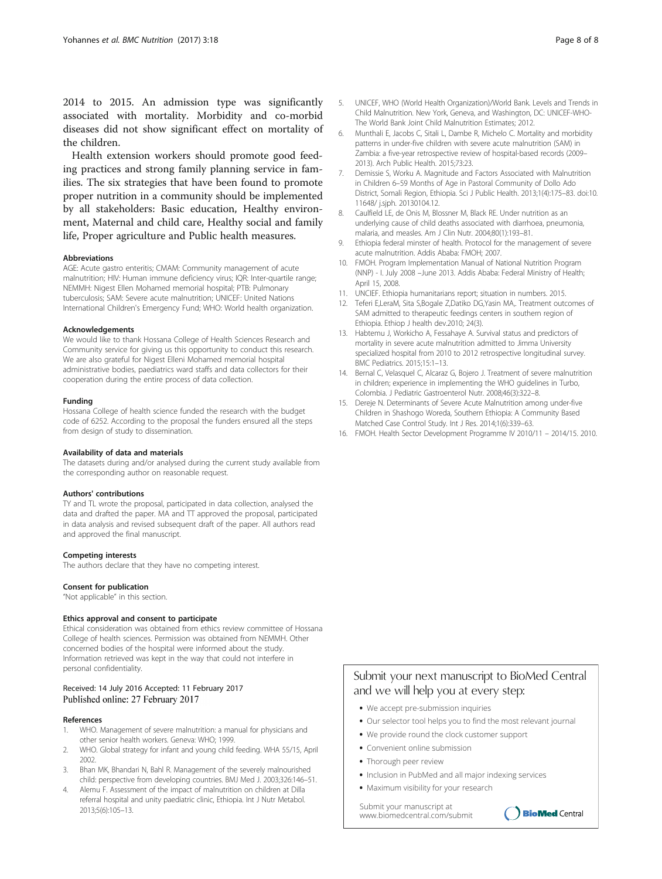2014 to 2015. An admission type was significantly associated with mortality. Morbidity and co-morbid diseases did not show significant effect on mortality of the children.

Health extension workers should promote good feeding practices and strong family planning service in families. The six strategies that have been found to promote proper nutrition in a community should be implemented by all stakeholders: Basic education, Healthy environment, Maternal and child care, Healthy social and family life, Proper agriculture and Public health measures.

#### Abbreviations

AGE: Acute gastro enteritis; CMAM: Community management of acute malnutrition; HIV: Human immune deficiency virus; IQR: Inter-quartile range; NEMMH: Nigest Ellen Mohamed memorial hospital; PTB: Pulmonary tuberculosis; SAM: Severe acute malnutrition; UNICEF: United Nations International Children's Emergency Fund; WHO: World health organization.

#### Acknowledgements

We would like to thank Hossana College of Health Sciences Research and Community service for giving us this opportunity to conduct this research. We are also grateful for Nigest Elleni Mohamed memorial hospital administrative bodies, paediatrics ward staffs and data collectors for their cooperation during the entire process of data collection.

#### Funding

Hossana College of health science funded the research with the budget code of 6252. According to the proposal the funders ensured all the steps from design of study to dissemination.

#### Availability of data and materials

The datasets during and/or analysed during the current study available from the corresponding author on reasonable request.

#### Authors' contributions

TY and TL wrote the proposal, participated in data collection, analysed the data and drafted the paper. MA and TT approved the proposal, participated in data analysis and revised subsequent draft of the paper. All authors read and approved the final manuscript.

#### Competing interests

The authors declare that they have no competing interest.

#### Consent for publication

"Not applicable" in this section.

#### Ethics approval and consent to participate

Ethical consideration was obtained from ethics review committee of Hossana College of health sciences. Permission was obtained from NEMMH. Other concerned bodies of the hospital were informed about the study. Information retrieved was kept in the way that could not interfere in personal confidentiality.

Received: 14 July 2016 Accepted: 11 February 2017
Published online: 27 February 2017

#### References

1. WHO. Management of severe malnutrition: a manual for physicians and other senior health workers. Geneva: WHO; 1999.
2. WHO. Global strategy for infant and young child feeding. WHA 55/15, April 2002.
3. Bhan MK, Bhandari N, Bahl R. Management of the severely malnourished child: perspective from developing countries. BMJ Med J. 2003;326:146–51.
4. Alemu F. Assessment of the impact of malnutrition on children at Dilla referral hospital and unity paediatric clinic, Ethiopia. Int J Nutr Metabol. 2013;5(6):105–13.
5. UNICEF, WHO (World Health Organization)/World Bank. Levels and Trends in Child Malnutrition. New York, Geneva, and Washington, DC: UNICEF-WHO-The World Bank Joint Child Malnutrition Estimates; 2012.
6. Munthali E, Jacobs C, Sitali L, Dambe R, Michelo C. Mortality and morbidity patterns in under-five children with severe acute malnutrition (SAM) in Zambia: a five-year retrospective review of hospital-based records (2009–2013). Arch Public Health. 2015;73:23.
7. Demissie S, Worku A. Magnitude and Factors Associated with Malnutrition in Children 6–59 Months of Age in Pastoral Community of Dollo Ado District, Somali Region, Ethiopia. Sci J Public Health. 2013;1(4):175–83. doi:10.11648/ j.sjph. 20130104.12.
8. Caulfield LE, de Onis M, Blossner M, Black RE. Under nutrition as an underlying cause of child deaths associated with diarrhoea, pneumonia, malaria, and measles. Am J Clin Nutr. 2004;80(1):193–81.
9. Ethiopia federal minster of health. Protocol for the management of severe acute malnutrition. Addis Ababa: FMOH; 2007.
10. FMOH. Program Implementation Manual of National Nutrition Program (NNP) - I. July 2008 –June 2013. Addis Ababa: Federal Ministry of Health; April 15, 2008.
11. UNCIEF. Ethiopia humanitarians report; situation in numbers. 2015.
12. Teferi E,LeraM, Sita S,Bogale Z,Datiko DG,Yasin MA,. Treatment outcomes of SAM admitted to therapeutic feedings centers in southern region of Ethiopia. Ethiop J health dev.2010; 24(3).
13. Habtemu J, Workicho A, Fessahaye A. Survival status and predictors of mortality in severe acute malnutrition admitted to Jimma University specialized hospital from 2010 to 2012 retrospective longitudinal survey. BMC Pediatrics. 2015;15:1–13.
14. Bernal C, Velasquel C, Alcaraz G, Bojero J. Treatment of severe malnutrition in children; experience in implementing the WHO guidelines in Turbo, Colombia. J Pediatric Gastroenterol Nutr. 2008;46(3):322–8.
15. Dereje N. Determinants of Severe Acute Malnutrition among under-five Children in Shashogo Woreda, Southern Ethiopia: A Community Based Matched Case Control Study. Int J Res. 2014;1(6):339–63.
16. FMOH. Health Sector Development Programme IV 2010/11 – 2014/15. 2010.

Submit your next manuscript to BioMed Central and we will help you at every step:

- We accept pre-submission inquiries
- Our selector tool helps you to find the most relevant journal
- We provide round the clock customer support
- Convenient online submission
- Thorough peer review
- Inclusion in PubMed and all major indexing services
- Maximum visibility for your research

Submit your manuscript at
www.biomedcentral.com/submit

BioMed Central